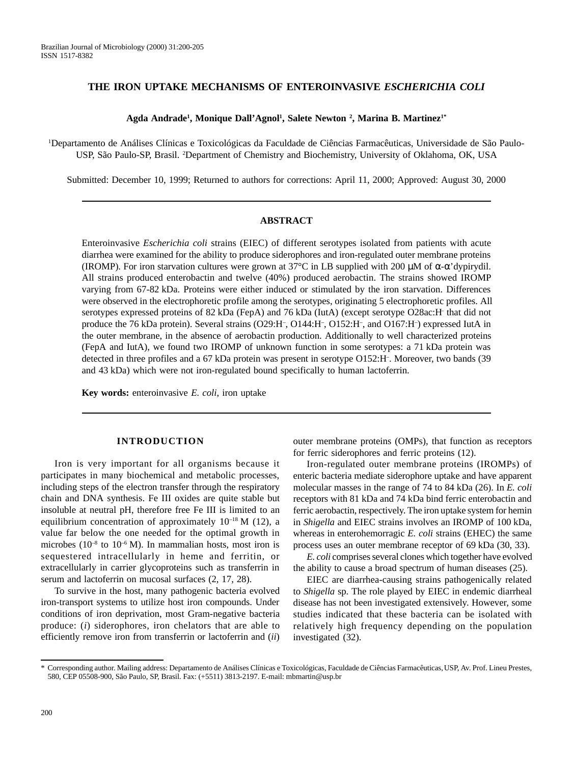Brazilian Journal of Microbiology (2000) 31:200-205
ISSN 1517-8382

# THE IRON UPTAKE MECHANISMS OF ENTEROINVASIVE *ESCHERICHIA COLI*

**Agda Andrade[1], Monique Dall'Agnol[1], Salete Newton [2], Marina B. Martinez[1*]**

[1]Departamento de Análises Clínicas e Toxicológicas da Faculdade de Ciências Farmacêuticas, Universidade de São Paulo-USP, São Paulo-SP, Brasil. [2]Department of Chemistry and Biochemistry, University of Oklahoma, OK, USA

Submitted: December 10, 1999; Returned to authors for corrections: April 11, 2000; Approved: August 30, 2000

## ABSTRACT

Enteroinvasive *Escherichia coli* strains (EIEC) of different serotypes isolated from patients with acute diarrhea were examined for the ability to produce siderophores and iron-regulated outer membrane proteins (IROMP). For iron starvation cultures were grown at 37°C in LB supplied with 200 μM of α-α'dypirydil. All strains produced enterobactin and twelve (40%) produced aerobactin. The strains showed IROMP varying from 67-82 kDa. Proteins were either induced or stimulated by the iron starvation. Differences were observed in the electrophoretic profile among the serotypes, originating 5 electrophoretic profiles. All serotypes expressed proteins of 82 kDa (FepA) and 76 kDa (IutA) (except serotype O28ac:H$^-$ that did not produce the 76 kDa protein). Several strains (O29:H$^-$, O144:H$^-$, O152:H$^-$, and O167:H$^-$) expressed IutA in the outer membrane, in the absence of aerobactin production. Additionally to well characterized proteins (FepA and IutA), we found two IROMP of unknown function in some serotypes: a 71 kDa protein was detected in three profiles and a 67 kDa protein was present in serotype O152:H$^-$. Moreover, two bands (39 and 43 kDa) which were not iron-regulated bound specifically to human lactoferrin.

**Key words:** enteroinvasive *E. coli*, iron uptake

## INTRODUCTION

Iron is very important for all organisms because it participates in many biochemical and metabolic processes, including steps of the electron transfer through the respiratory chain and DNA synthesis. Fe III oxides are quite stable but insoluble at neutral pH, therefore free Fe III is limited to an equilibrium concentration of approximately $10^{-18}$ M (12), a value far below the one needed for the optimal growth in microbes ($10^{-8}$ to $10^{-6}$ M). In mammalian hosts, most iron is sequestered intracellularly in heme and ferritin, or extracellularly in carrier glycoproteins such as transferrin in serum and lactoferrin on mucosal surfaces (2, 17, 28).

To survive in the host, many pathogenic bacteria evolved iron-transport systems to utilize host iron compounds. Under conditions of iron deprivation, most Gram-negative bacteria produce: (*i*) siderophores, iron chelators that are able to efficiently remove iron from transferrin or lactoferrin and (*ii*) outer membrane proteins (OMPs), that function as receptors for ferric siderophores and ferric proteins (12).

Iron-regulated outer membrane proteins (IROMPs) of enteric bacteria mediate siderophore uptake and have apparent molecular masses in the range of 74 to 84 kDa (26). In *E. coli* receptors with 81 kDa and 74 kDa bind ferric enterobactin and ferric aerobactin, respectively. The iron uptake system for hemin in *Shigella* and EIEC strains involves an IROMP of 100 kDa, whereas in enterohemorragic *E. coli* strains (EHEC) the same process uses an outer membrane receptor of 69 kDa (30, 33).

*E. coli* comprises several clones which together have evolved the ability to cause a broad spectrum of human diseases (25).

EIEC are diarrhea-causing strains pathogenically related to *Shigella* sp. The role played by EIEC in endemic diarrheal disease has not been investigated extensively. However, some studies indicated that these bacteria can be isolated with relatively high frequency depending on the population investigated (32).

\* Corresponding author. Mailing address: Departamento de Análises Clínicas e Toxicológicas, Faculdade de Ciências Farmacêuticas, USP, Av. Prof. Lineu Prestes, 580, CEP 05508-900, São Paulo, SP, Brasil. Fax: (+5511) 3813-2197. E-mail: mbmartin@usp.br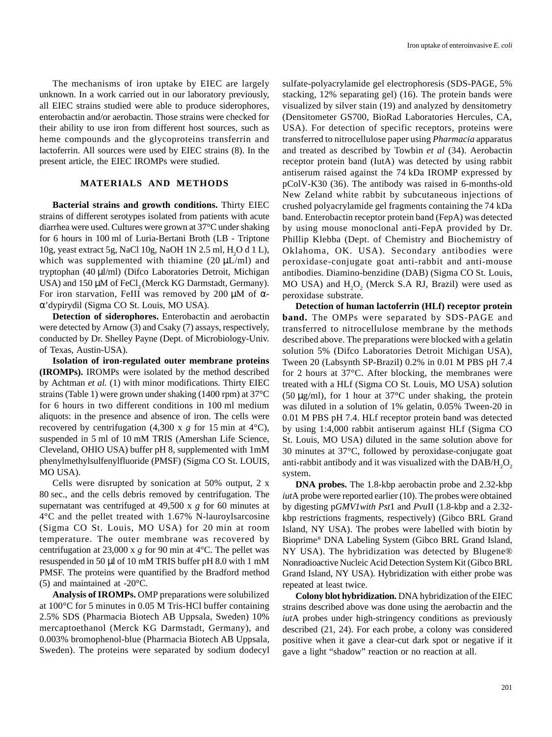The mechanisms of iron uptake by EIEC are largely unknown. In a work carried out in our laboratory previously, all EIEC strains studied were able to produce siderophores, enterobactin and/or aerobactin. Those strains were checked for their ability to use iron from different host sources, such as heme compounds and the glycoproteins transferrin and lactoferrin. All sources were used by EIEC strains (8). In the present article, the EIEC IROMPs were studied.

## MATERIALS AND METHODS

**Bacterial strains and growth conditions.** Thirty EIEC strains of different serotypes isolated from patients with acute diarrhea were used. Cultures were grown at 37°C under shaking for 6 hours in 100 ml of Luria-Bertani Broth (LB - Triptone 10g, yeast extract 5g, NaCl 10g, NaOH 1N 2.5 ml, $H_2O$ d 1 L), which was supplemented with thiamine (20 µL/ml) and tryptophan (40 µl/ml) (Difco Laboratories Detroit, Michigan USA) and 150 µM of $FeCl_3$ (Merck KG Darmstadt, Germany). For iron starvation, FeIII was removed by 200 µM of α-α'dypirydil (Sigma CO St. Louis, MO USA).

**Detection of siderophores.** Enterobactin and aerobactin were detected by Arnow (3) and Csaky (7) assays, respectively, conducted by Dr. Shelley Payne (Dept. of Microbiology-Univ. of Texas, Austin-USA).

**Isolation of iron-regulated outer membrane proteins (IROMPs).** IROMPs were isolated by the method described by Achtman *et al.* (1) with minor modifications. Thirty EIEC strains (Table 1) were grown under shaking (1400 rpm) at 37°C for 6 hours in two different conditions in 100 ml medium aliquots: in the presence and absence of iron. The cells were recovered by centrifugation (4,300 x *g* for 15 min at 4°C), suspended in 5 ml of 10 mM TRIS (Amershan Life Science, Cleveland, OHIO USA) buffer pH 8, supplemented with 1mM phenylmethylsulfenylfluoride (PMSF) (Sigma CO St. LOUIS, MO USA).

Cells were disrupted by sonication at 50% output, 2 x 80 sec., and the cells debris removed by centrifugation. The supernatant was centrifuged at 49,500 x *g* for 60 minutes at 4°C and the pellet treated with 1.67% N-lauroylsarcosine (Sigma CO St. Louis, MO USA) for 20 min at room temperature. The outer membrane was recovered by centrifugation at 23,000 x *g* for 90 min at 4°C. The pellet was resuspended in 50 µl of 10 mM TRIS buffer pH 8.0 with 1 mM PMSF. The proteins were quantified by the Bradford method (5) and maintained at -20°C.

**Analysis of IROMPs.** OMP preparations were solubilized at 100°C for 5 minutes in 0.05 M Tris-HCl buffer containing 2.5% SDS (Pharmacia Biotech AB Uppsala, Sweden) 10% mercaptoethanol (Merck KG Darmstadt, Germany), and 0.003% bromophenol-blue (Pharmacia Biotech AB Uppsala, Sweden). The proteins were separated by sodium dodecyl sulfate-polyacrylamide gel electrophoresis (SDS-PAGE, 5% stacking, 12% separating gel) (16). The protein bands were visualized by silver stain (19) and analyzed by densitometry (Densitometer GS700, BioRad Laboratories Hercules, CA, USA). For detection of specific receptors, proteins were transferred to nitrocellulose paper using *Pharmacia* apparatus and treated as described by Towbin *et al* (34). Aerobactin receptor protein band (IutA) was detected by using rabbit antiserum raised against the 74 kDa IROMP expressed by pColV-K30 (36). The antibody was raised in 6-months-old New Zeland white rabbit by subcutaneous injections of crushed polyacrylamide gel fragments containing the 74 kDa band. Enterobactin receptor protein band (FepA) was detected by using mouse monoclonal anti-FepA provided by Dr. Phillip Klebba (Dept. of Chemistry and Biochemistry of Oklahoma, OK. USA). Secondary antibodies were peroxidase-conjugate goat anti-rabbit and anti-mouse antibodies. Diamino-benzidine (DAB) (Sigma CO St. Louis, MO USA) and $H_2O_2$ (Merck S.A RJ, Brazil) were used as peroxidase substrate.

**Detection of human lactoferrin (HLf) receptor protein band.** The OMPs were separated by SDS-PAGE and transferred to nitrocellulose membrane by the methods described above. The preparations were blocked with a gelatin solution 5% (Difco Laboratories Detroit Michigan USA), Tween 20 (Labsynth SP-Brazil) 0.2% in 0.01 M PBS pH 7.4 for 2 hours at 37°C. After blocking, the membranes were treated with a HLf (Sigma CO St. Louis, MO USA) solution (50 µg/ml), for 1 hour at 37°C under shaking, the protein was diluted in a solution of 1% gelatin, 0.05% Tween-20 in 0.01 M PBS pH 7.4. HLf receptor protein band was detected by using 1:4,000 rabbit antiserum against HLf (Sigma CO St. Louis, MO USA) diluted in the same solution above for 30 minutes at 37°C, followed by peroxidase-conjugate goat anti-rabbit antibody and it was visualized with the DAB/$H_2O_2$ system.

**DNA probes.** The 1.8-kbp aerobactin probe and 2.32-kbp *iut*A probe were reported earlier (10). The probes were obtained by digesting p*GMV1with Pst*1 and *Pvu*II (1.8-kbp and a 2.32-kbp restrictions fragments, respectively) (Gibco BRL Grand Island, NY USA). The probes were labelled with biotin by Bioprime® DNA Labeling System (Gibco BRL Grand Island, NY USA). The hybridization was detected by Blugene® Nonradioactive Nucleic Acid Detection System Kit (Gibco BRL Grand Island, NY USA). Hybridization with either probe was repeated at least twice.

**Colony blot hybridization.** DNA hybridization of the EIEC strains described above was done using the aerobactin and the *iut*A probes under high-stringency conditions as previously described (21, 24). For each probe, a colony was considered positive when it gave a clear-cut dark spot or negative if it gave a light "shadow" reaction or no reaction at all.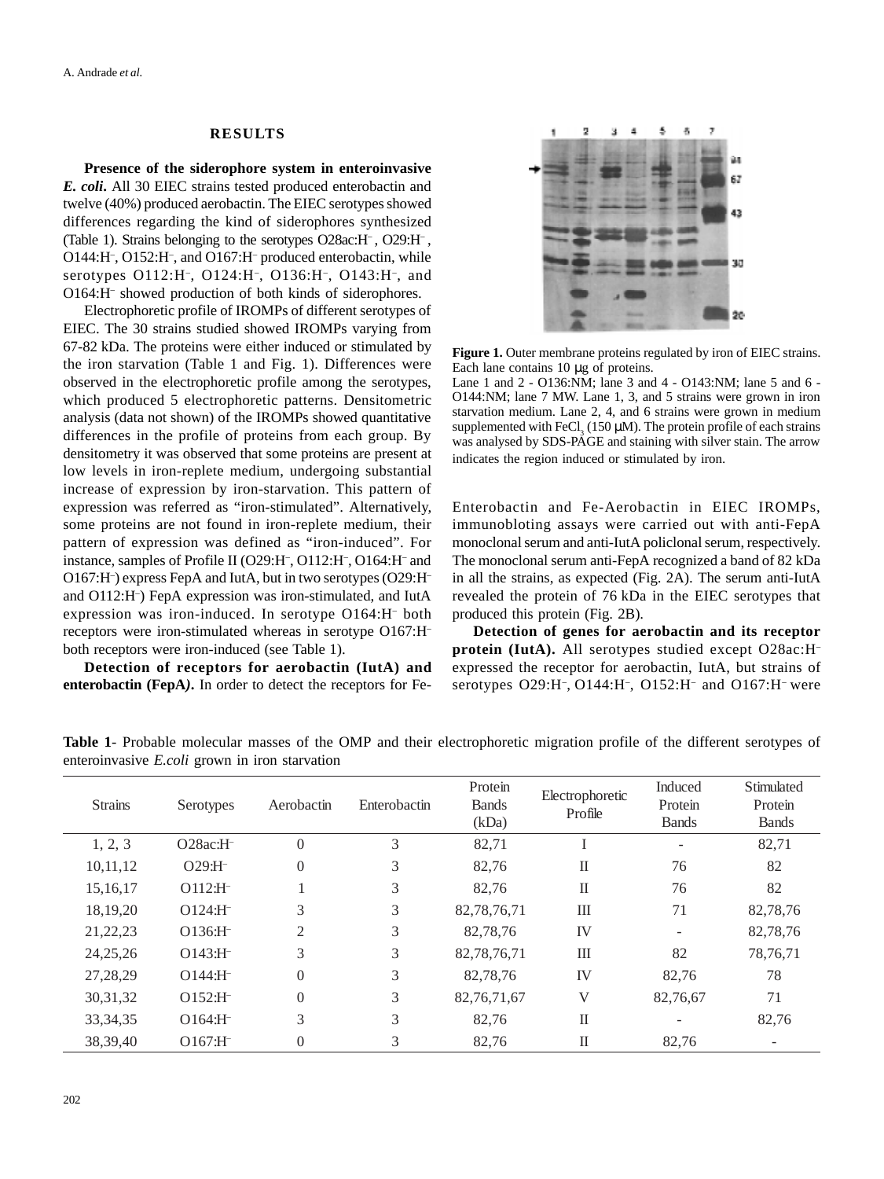## RESULTS

**Presence of the siderophore system in enteroinvasive *E. coli*.** All 30 EIEC strains tested produced enterobactin and twelve (40%) produced aerobactin. The EIEC serotypes showed differences regarding the kind of siderophores synthesized (Table 1). Strains belonging to the serotypes O28ac:H⁻, O29:H⁻, O144:H⁻, O152:H⁻, and O167:H⁻ produced enterobactin, while serotypes O112:H⁻, O124:H⁻, O136:H⁻, O143:H⁻, and O164:H⁻ showed production of both kinds of siderophores.

Electrophoretic profile of IROMPs of different serotypes of EIEC. The 30 strains studied showed IROMPs varying from 67-82 kDa. The proteins were either induced or stimulated by the iron starvation (Table 1 and Fig. 1). Differences were observed in the electrophoretic profile among the serotypes, which produced 5 electrophoretic patterns. Densitometric analysis (data not shown) of the IROMPs showed quantitative differences in the profile of proteins from each group. By densitometry it was observed that some proteins are present at low levels in iron-replete medium, undergoing substantial increase of expression by iron-starvation. This pattern of expression was referred as "iron-stimulated". Alternatively, some proteins are not found in iron-replete medium, their pattern of expression was defined as "iron-induced". For instance, samples of Profile II (O29:H⁻, O112:H⁻, O164:H⁻ and O167:H⁻) express FepA and IutA, but in two serotypes (O29:H⁻ and O112:H⁻) FepA expression was iron-stimulated, and IutA expression was iron-induced. In serotype O164:H⁻ both receptors were iron-stimulated whereas in serotype O167:H⁻ both receptors were iron-induced (see Table 1).

**Detection of receptors for aerobactin (IutA) and enterobactin (FepA).** In order to detect the receptors for Fe-Enterobactin and Fe-Aerobactin in EIEC IROMPs, immunobloting assays were carried out with anti-FepA monoclonal serum and anti-IutA policlonal serum, respectively. The monoclonal serum anti-FepA recognized a band of 82 kDa in all the strains, as expected (Fig. 2A). The serum anti-IutA revealed the protein of 76 kDa in the EIEC serotypes that produced this protein (Fig. 2B).

**Figure 1.** Outer membrane proteins regulated by iron of EIEC strains. Each lane contains 10 μg of proteins.
Lane 1 and 2 - O136:NM; lane 3 and 4 - O143:NM; lane 5 and 6 - O144:NM; lane 7 MW. Lane 1, 3, and 5 strains were grown in iron starvation medium. Lane 2, 4, and 6 strains were grown in medium supplemented with $FeCl_3$ (150 μM). The protein profile of each strains was analysed by SDS-PAGE and staining with silver stain. The arrow indicates the region induced or stimulated by iron.

**Detection of genes for aerobactin and its receptor protein (IutA).** All serotypes studied except O28ac:H⁻ expressed the receptor for aerobactin, IutA, but strains of serotypes O29:H⁻, O144:H⁻, O152:H⁻ and O167:H⁻ were

**Table 1**- Probable molecular masses of the OMP and their electrophoretic migration profile of the different serotypes of enteroinvasive *E.coli* grown in iron starvation

| Strains | Serotypes | Aerobactin | Enterobactin | Protein Bands (kDa) | Electrophoretic Profile | Induced Protein Bands | Stimulated Protein Bands |
|---|---|---|---|---|---|---|---|
| 1, 2, 3 | O28ac:H⁻ | 0 | 3 | 82,71 | I | - | 82,71 |
| 10,11,12 | O29:H⁻ | 0 | 3 | 82,76 | II | 76 | 82 |
| 15,16,17 | O112:H⁻ | 1 | 3 | 82,76 | II | 76 | 82 |
| 18,19,20 | O124:H⁻ | 3 | 3 | 82,78,76,71 | III | 71 | 82,78,76 |
| 21,22,23 | O136:H⁻ | 2 | 3 | 82,78,76 | IV | - | 82,78,76 |
| 24,25,26 | O143:H⁻ | 3 | 3 | 82,78,76,71 | III | 82 | 78,76,71 |
| 27,28,29 | O144:H⁻ | 0 | 3 | 82,78,76 | IV | 82,76 | 78 |
| 30,31,32 | O152:H⁻ | 0 | 3 | 82,76,71,67 | V | 82,76,67 | 71 |
| 33,34,35 | O164:H⁻ | 3 | 3 | 82,76 | II | - | 82,76 |
| 38,39,40 | O167:H⁻ | 0 | 3 | 82,76 | II | 82,76 | - |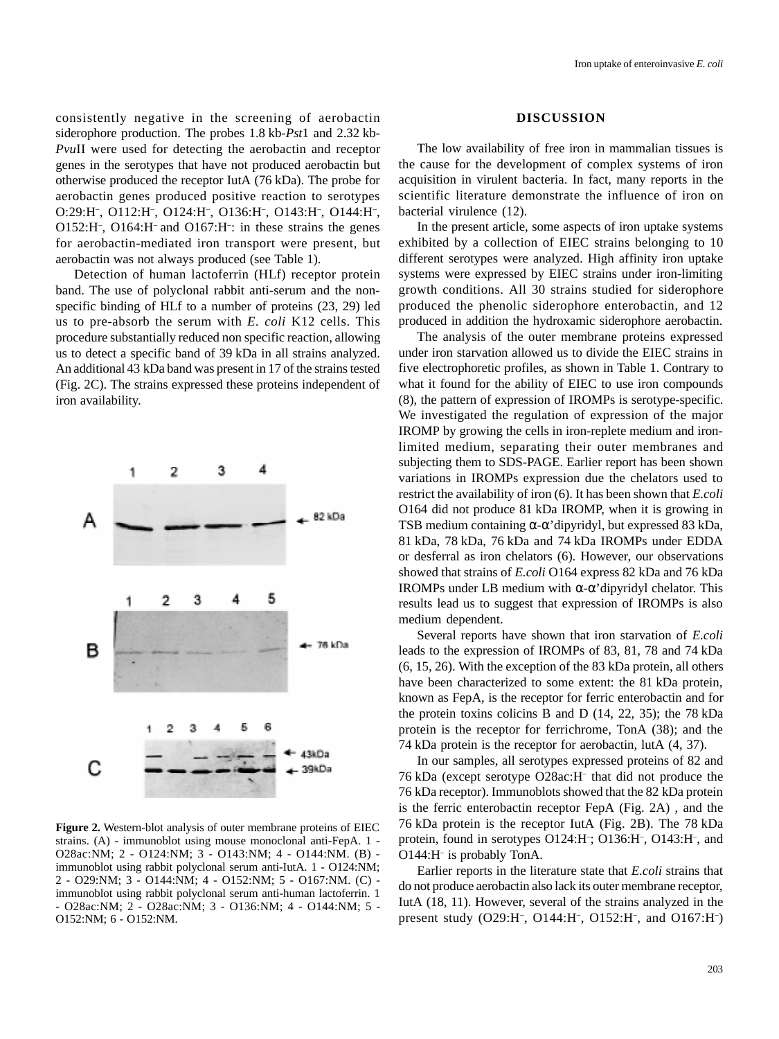consistently negative in the screening of aerobactin siderophore production. The probes 1.8 kb-*Pst*1 and 2.32 kb-*Pvu*II were used for detecting the aerobactin and receptor genes in the serotypes that have not produced aerobactin but otherwise produced the receptor IutA (76 kDa). The probe for aerobactin genes produced positive reaction to serotypes O:29:H$^{-}$, O112:H$^{-}$, O124:H$^{-}$, O136:H$^{-}$, O143:H$^{-}$, O144:H$^{-}$, O152:H$^{-}$, O164:H$^{-}$ and O167:H$^{-}$: in these strains the genes for aerobactin-mediated iron transport were present, but aerobactin was not always produced (see Table 1).

Detection of human lactoferrin (HLf) receptor protein band. The use of polyclonal rabbit anti-serum and the non-specific binding of HLf to a number of proteins (23, 29) led us to pre-absorb the serum with *E. coli* K12 cells. This procedure substantially reduced non specific reaction, allowing us to detect a specific band of 39 kDa in all strains analyzed. An additional 43 kDa band was present in 17 of the strains tested (Fig. 2C). The strains expressed these proteins independent of iron availability.

**Figure 2.** Western-blot analysis of outer membrane proteins of EIEC strains. (A) - immunoblot using mouse monoclonal anti-FepA. 1 - O28ac:NM; 2 - O124:NM; 3 - O143:NM; 4 - O144:NM. (B) - immunoblot using rabbit polyclonal serum anti-IutA. 1 - O124:NM; 2 - O29:NM; 3 - O144:NM; 4 - O152:NM; 5 - O167:NM. (C) - immunoblot using rabbit polyclonal serum anti-human lactoferrin. 1 - O28ac:NM; 2 - O28ac:NM; 3 - O136:NM; 4 - O144:NM; 5 - O152:NM; 6 - O152:NM.

## DISCUSSION

The low availability of free iron in mammalian tissues is the cause for the development of complex systems of iron acquisition in virulent bacteria. In fact, many reports in the scientific literature demonstrate the influence of iron on bacterial virulence (12).

In the present article, some aspects of iron uptake systems exhibited by a collection of EIEC strains belonging to 10 different serotypes were analyzed. High affinity iron uptake systems were expressed by EIEC strains under iron-limiting growth conditions. All 30 strains studied for siderophore produced the phenolic siderophore enterobactin, and 12 produced in addition the hydroxamic siderophore aerobactin.

The analysis of the outer membrane proteins expressed under iron starvation allowed us to divide the EIEC strains in five electrophoretic profiles, as shown in Table 1. Contrary to what it found for the ability of EIEC to use iron compounds (8), the pattern of expression of IROMPs is serotype-specific. We investigated the regulation of expression of the major IROMP by growing the cells in iron-replete medium and iron-limited medium, separating their outer membranes and subjecting them to SDS-PAGE. Earlier report has been shown variations in IROMPs expression due the chelators used to restrict the availability of iron (6). It has been shown that *E.coli* O164 did not produce 81 kDa IROMP, when it is growing in TSB medium containing α-α'dipyridyl, but expressed 83 kDa, 81 kDa, 78 kDa, 76 kDa and 74 kDa IROMPs under EDDA or desferral as iron chelators (6). However, our observations showed that strains of *E.coli* O164 express 82 kDa and 76 kDa IROMPs under LB medium with α-α'dipyridyl chelator. This results lead us to suggest that expression of IROMPs is also medium dependent.

Several reports have shown that iron starvation of *E.coli* leads to the expression of IROMPs of 83, 81, 78 and 74 kDa (6, 15, 26). With the exception of the 83 kDa protein, all others have been characterized to some extent: the 81 kDa protein, known as FepA, is the receptor for ferric enterobactin and for the protein toxins colicins B and D (14, 22, 35); the 78 kDa protein is the receptor for ferrichrome, TonA (38); and the 74 kDa protein is the receptor for aerobactin, lutA (4, 37).

In our samples, all serotypes expressed proteins of 82 and 76 kDa (except serotype O28ac:H$^{-}$ that did not produce the 76 kDa receptor). Immunoblots showed that the 82 kDa protein is the ferric enterobactin receptor FepA (Fig. 2A) , and the 76 kDa protein is the receptor IutA (Fig. 2B). The 78 kDa protein, found in serotypes O124:H$^{-}$; O136:H$^{-}$, O143:H$^{-}$, and O144:H$^{-}$ is probably TonA.

Earlier reports in the literature state that *E.coli* strains that do not produce aerobactin also lack its outer membrane receptor, IutA (18, 11). However, several of the strains analyzed in the present study (O29:H$^{-}$, O144:H$^{-}$, O152:H$^{-}$, and O167:H$^{-}$)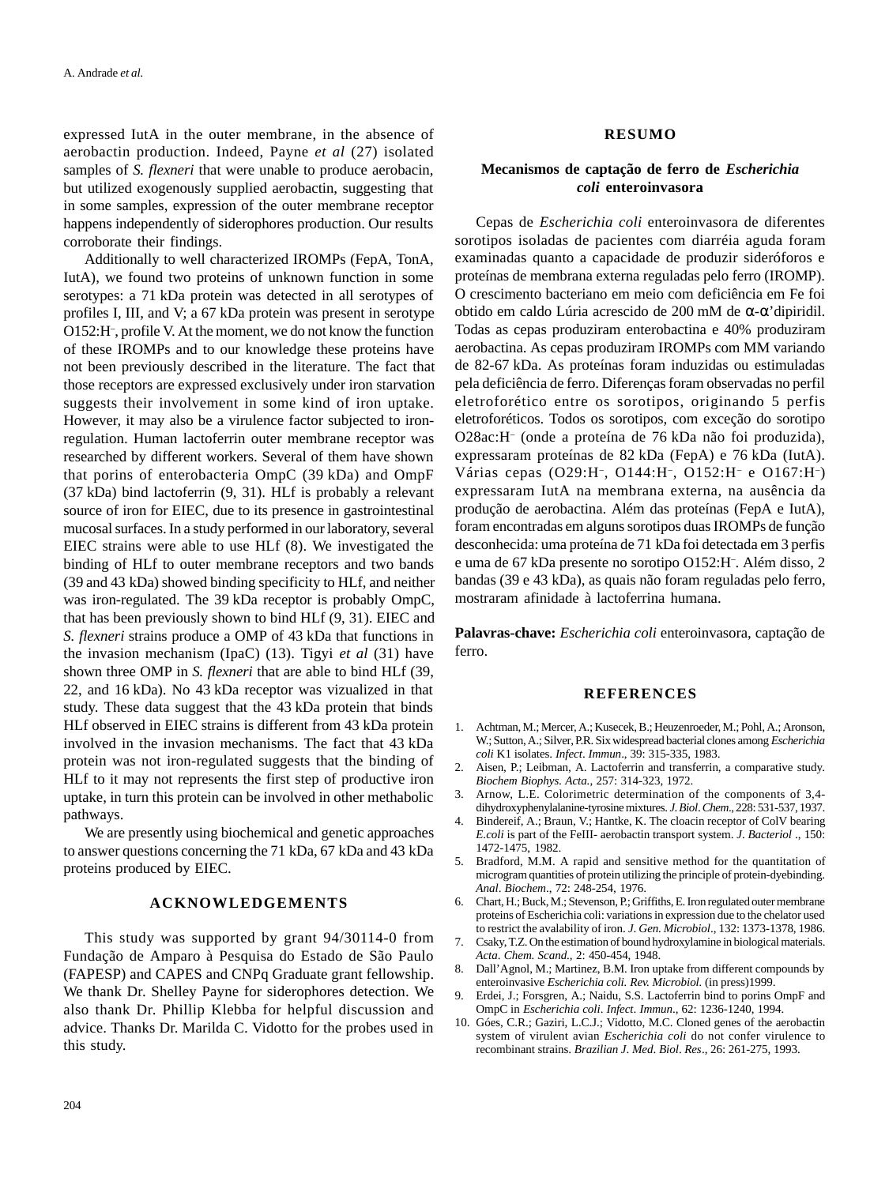expressed IutA in the outer membrane, in the absence of aerobactin production. Indeed, Payne *et al* (27) isolated samples of *S. flexneri* that were unable to produce aerobacin, but utilized exogenously supplied aerobactin, suggesting that in some samples, expression of the outer membrane receptor happens independently of siderophores production. Our results corroborate their findings.

Additionally to well characterized IROMPs (FepA, TonA, IutA), we found two proteins of unknown function in some serotypes: a 71 kDa protein was detected in all serotypes of profiles I, III, and V; a 67 kDa protein was present in serotype O152:H$^{-}$, profile V. At the moment, we do not know the function of these IROMPs and to our knowledge these proteins have not been previously described in the literature. The fact that those receptors are expressed exclusively under iron starvation suggests their involvement in some kind of iron uptake. However, it may also be a virulence factor subjected to iron-regulation. Human lactoferrin outer membrane receptor was researched by different workers. Several of them have shown that porins of enterobacteria OmpC (39 kDa) and OmpF (37 kDa) bind lactoferrin (9, 31). HLf is probably a relevant source of iron for EIEC, due to its presence in gastrointestinal mucosal surfaces. In a study performed in our laboratory, several EIEC strains were able to use HLf (8). We investigated the binding of HLf to outer membrane receptors and two bands (39 and 43 kDa) showed binding specificity to HLf, and neither was iron-regulated. The 39 kDa receptor is probably OmpC, that has been previously shown to bind HLf (9, 31). EIEC and *S. flexneri* strains produce a OMP of 43 kDa that functions in the invasion mechanism (IpaC) (13). Tigyi *et al* (31) have shown three OMP in *S. flexneri* that are able to bind HLf (39, 22, and 16 kDa). No 43 kDa receptor was vizualized in that study. These data suggest that the 43 kDa protein that binds HLf observed in EIEC strains is different from 43 kDa protein involved in the invasion mechanisms. The fact that 43 kDa protein was not iron-regulated suggests that the binding of HLf to it may not represents the first step of productive iron uptake, in turn this protein can be involved in other methabolic pathways.

We are presently using biochemical and genetic approaches to answer questions concerning the 71 kDa, 67 kDa and 43 kDa proteins produced by EIEC.

## ACKNOWLEDGEMENTS

This study was supported by grant 94/30114-0 from Fundação de Amparo à Pesquisa do Estado de São Paulo (FAPESP) and CAPES and CNPq Graduate grant fellowship. We thank Dr. Shelley Payne for siderophores detection. We also thank Dr. Phillip Klebba for helpful discussion and advice. Thanks Dr. Marilda C. Vidotto for the probes used in this study.

## RESUMO

### Mecanismos de captação de ferro de *Escherichia coli* enteroinvasora

Cepas de *Escherichia coli* enteroinvasora de diferentes sorotipos isoladas de pacientes com diarréia aguda foram examinadas quanto a capacidade de produzir sideróforos e proteínas de membrana externa reguladas pelo ferro (IROMP). O crescimento bacteriano em meio com deficiência em Fe foi obtido em caldo Lúria acrescido de 200 mM de α-α'dipiridil. Todas as cepas produziram enterobactina e 40% produziram aerobactina. As cepas produziram IROMPs com MM variando de 82-67 kDa. As proteínas foram induzidas ou estimuladas pela deficiência de ferro. Diferenças foram observadas no perfil eletroforético entre os sorotipos, originando 5 perfis eletroforéticos. Todos os sorotipos, com exceção do sorotipo O28ac:H$^{-}$ (onde a proteína de 76 kDa não foi produzida), expressaram proteínas de 82 kDa (FepA) e 76 kDa (IutA). Várias cepas (O29:H$^{-}$, O144:H$^{-}$, O152:H$^{-}$ e O167:H$^{-}$) expressaram IutA na membrana externa, na ausência da produção de aerobactina. Além das proteínas (FepA e IutA), foram encontradas em alguns sorotipos duas IROMPs de função desconhecida: uma proteína de 71 kDa foi detectada em 3 perfis e uma de 67 kDa presente no sorotipo O152:H$^{-}$. Além disso, 2 bandas (39 e 43 kDa), as quais não foram reguladas pelo ferro, mostraram afinidade à lactoferrina humana.

**Palavras-chave:** *Escherichia coli* enteroinvasora, captação de ferro.

## REFERENCES

1. Achtman, M.; Mercer, A.; Kusecek, B.; Heuzenroeder, M.; Pohl, A.; Aronson, W.; Sutton, A.; Silver, P.R. Six widespread bacterial clones among *Escherichia coli* K1 isolates. *Infect*. *Immun*., 39: 315-335, 1983.
2. Aisen, P.; Leibman, A. Lactoferrin and transferrin, a comparative study. *Biochem Biophys. Acta.*, 257: 314-323, 1972.
3. Arnow, L.E. Colorimetric determination of the components of 3,4-dihydroxyphenylalanine-tyrosine mixtures. *J. Biol*. *Chem*., 228: 531-537, 1937.
4. Bindereif, A.; Braun, V.; Hantke, K. The cloacin receptor of ColV bearing *E.coli* is part of the FeIII- aerobactin transport system. *J*. *Bacteriol* ., 150: 1472-1475, 1982.
5. Bradford, M.M. A rapid and sensitive method for the quantitation of microgram quantities of protein utilizing the principle of protein-dyebinding. *Anal*. *Biochem*., 72: 248-254, 1976.
6. Chart, H.; Buck, M.; Stevenson, P.; Griffiths, E. Iron regulated outer membrane proteins of Escherichia coli: variations in expression due to the chelator used to restrict the avalability of iron. *J. Gen. Microbiol*., 132: 1373-1378, 1986.
7. Csaky, T.Z. On the estimation of bound hydroxylamine in biological materials. *Acta*. *Chem. Scand*., 2: 450-454, 1948.
8. Dall'Agnol, M.; Martinez, B.M. Iron uptake from different compounds by enteroinvasive *Escherichia coli. Rev. Microbiol.* (in press)1999.
9. Erdei, J.; Forsgren, A.; Naidu, S.S. Lactoferrin bind to porins OmpF and OmpC in *Escherichia coli*. *Infect*. *Immun*., 62: 1236-1240, 1994.
10. Góes, C.R.; Gaziri, L.C.J.; Vidotto, M.C. Cloned genes of the aerobactin system of virulent avian *Escherichia coli* do not confer virulence to recombinant strains. *Brazilian J*. *Med*. *Biol*. *Res*., 26: 261-275, 1993.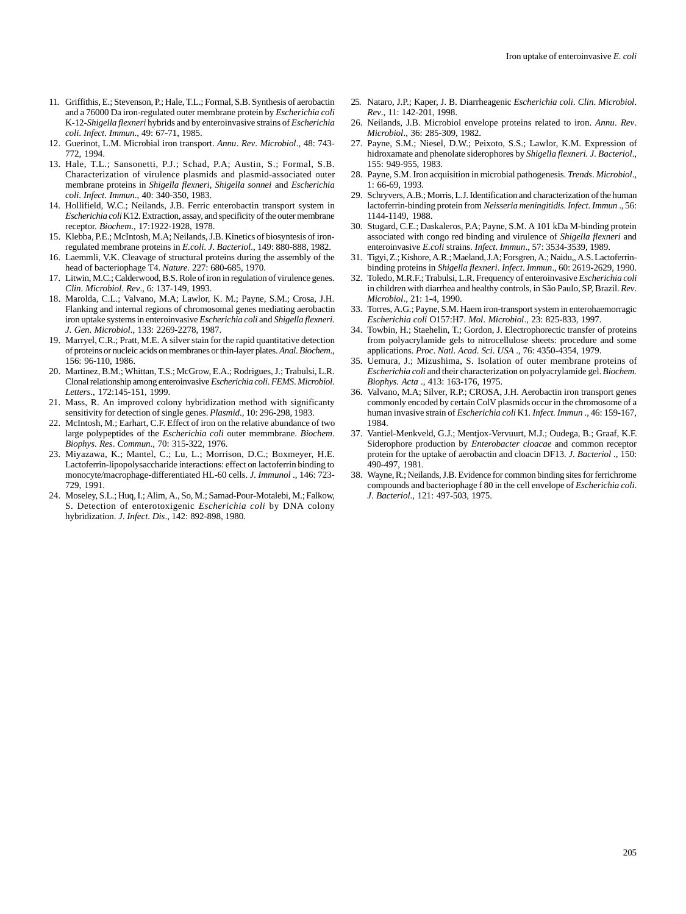11. Griffithis, E.; Stevenson, P.; Hale, T.L.; Formal, S.B. Synthesis of aerobactin and a 76000 Da iron-regulated outer membrane protein by *Escherichia coli* K-12-*Shigella flexneri* hybrids and by enteroinvasive strains of *Escherichia coli*. *Infect. Immun*., 49: 67-71, 1985.
12. Guerinot, L.M. Microbial iron transport. *Annu. Rev. Microbiol*., 48: 743-772, 1994.
13. Hale, T.L.; Sansonetti, P.J.; Schad, P.A; Austin, S.; Formal, S.B. Characterization of virulence plasmids and plasmid-associated outer membrane proteins in *Shigella flexneri*, *Shigella sonnei* and *Escherichia coli*. *Infect. Immun*., 40: 340-350, 1983.
14. Hollifield, W.C.; Neilands, J.B. Ferric enterobactin transport system in *Escherichia coli* K12. Extraction, assay, and specificity of the outer membrane receptor. *Biochem*., 17:1922-1928, 1978.
15. Klebba, P.E.; McIntosh, M.A; Neilands, J.B. Kinetics of biosyntesis of iron-regulated membrane proteins in *E.coli*. *J. Bacteriol*., 149: 880-888, 1982.
16. Laemmli, V.K. Cleavage of structural proteins during the assembly of the head of bacteriophage T4. *Nature.* 227: 680-685, 1970.
17. Litwin, M.C.; Calderwood, B.S. Role of iron in regulation of virulence genes. *Clin. Microbiol. Rev*., 6: 137-149, 1993.
18. Marolda, C.L.; Valvano, M.A; Lawlor, K. M.; Payne, S.M.; Crosa, J.H. Flanking and internal regions of chromosomal genes mediating aerobactin iron uptake systems in enteroinvasive *Escherichia coli* and *Shigella flexneri*. *J. Gen. Microbiol*., 133: 2269-2278, 1987.
19. Marryel, C.R.; Pratt, M.E. A silver stain for the rapid quantitative detection of proteins or nucleic acids on membranes or thin-layer plates. *Anal. Biochem*., 156: 96-110, 1986.
20. Martinez, B.M.; Whittan, T.S.; McGrow, E.A.; Rodrigues, J.; Trabulsi, L.R. Clonal relationship among enteroinvasive *Escherichia coli*. *FEMS. Microbiol. Letters*., 172:145-151, 1999.
21. Mass, R. An improved colony hybridization method with significanty sensitivity for detection of single genes. *Plasmid*., 10: 296-298, 1983.
22. McIntosh, M.; Earhart, C.F. Effect of iron on the relative abundance of two large polypeptides of the *Escherichia coli* outer memmbrane. *Biochem. Biophys. Res. Commun*., 70: 315-322, 1976.
23. Miyazawa, K.; Mantel, C.; Lu, L.; Morrison, D.C.; Boxmeyer, H.E. Lactoferrin-lipopolysaccharide interactions: effect on lactoferrin binding to monocyte/macrophage-differentiated HL-60 cells. *J. Immunol* ., 146: 723-729, 1991.
24. Moseley, S.L.; Huq, I.; Alim, A., So, M.; Samad-Pour-Motalebi, M.; Falkow, S. Detection of enterotoxigenic *Escherichia coli* by DNA colony hybridization. *J. Infect. Dis*., 142: 892-898, 1980.
25. Nataro, J.P.; Kaper, J. B. Diarrheagenic *Escherichia coli*. *Clin. Microbiol. Rev*., 11: 142-201, 1998.
26. Neilands, J.B. Microbiol envelope proteins related to iron. *Annu. Rev. Microbiol*., 36: 285-309, 1982.
27. Payne, S.M.; Niesel, D.W.; Peixoto, S.S.; Lawlor, K.M. Expression of hidroxamate and phenolate siderophores by *Shigella flexneri. J. Bacteriol*., 155: 949-955, 1983.
28. Payne, S.M. Iron acquisition in microbial pathogenesis. *Trends. Microbiol*., 1: 66-69, 1993.
29. Schryvers, A.B.; Morris, L.J. Identification and characterization of the human lactoferrin-binding protein from *Neisseria meningitidis*. *Infect. Immun* ., 56: 1144-1149, 1988.
30. Stugard, C.E.; Daskaleros, P.A; Payne, S.M. A 101 kDa M-binding protein associated with congo red binding and virulence of *Shigella flexneri* and enteroinvasive *E.coli* strains. *Infect. Immun*., 57: 3534-3539, 1989.
31. Tigyi, Z.; Kishore, A.R.; Maeland, J.A; Forsgren, A.; Naidu,, A.S. Lactoferrin-binding proteins in *Shigella flexneri*. *Infect. Immun*., 60: 2619-2629, 1990.
32. Toledo, M.R.F.; Trabulsi, L.R. Frequency of enteroinvasive *Escherichia coli* in children with diarrhea and healthy controls, in São Paulo, SP, Brazil. *Rev. Microbiol*., 21: 1-4, 1990.
33. Torres, A.G.; Payne, S.M. Haem iron-transport system in enterohaemorragic *Escherichia coli* O157:H7. *Mol. Microbiol*., 23: 825-833, 1997.
34. Towbin, H.; Staehelin, T.; Gordon, J. Electrophorectic transfer of proteins from polyacrylamide gels to nitrocellulose sheets: procedure and some applications. *Proc. Natl. Acad. Sci. USA* ., 76: 4350-4354, 1979.
35. Uemura, J.; Mizushima, S. Isolation of outer membrane proteins of *Escherichia coli* and their characterization on polyacrylamide gel. *Biochem. Biophys. Acta* ., 413: 163-176, 1975.
36. Valvano, M.A; Silver, R.P.; CROSA, J.H. Aerobactin iron transport genes commonly encoded by certain ColV plasmids occur in the chromosome of a human invasive strain of *Escherichia coli* K1. *Infect. Immun* ., 46: 159-167, 1984.
37. Vantiel-Menkveld, G.J.; Mentjox-Vervuurt, M.J.; Oudega, B.; Graaf, K.F. Siderophore production by *Enterobacter cloacae* and common receptor protein for the uptake of aerobactin and cloacin DF13. *J. Bacteriol* ., 150: 490-497, 1981.
38. Wayne, R.; Neilands, J.B. Evidence for common binding sites for ferrichrome compounds and bacteriophage f 80 in the cell envelope of *Escherichia coli. J. Bacteriol*., 121: 497-503, 1975.